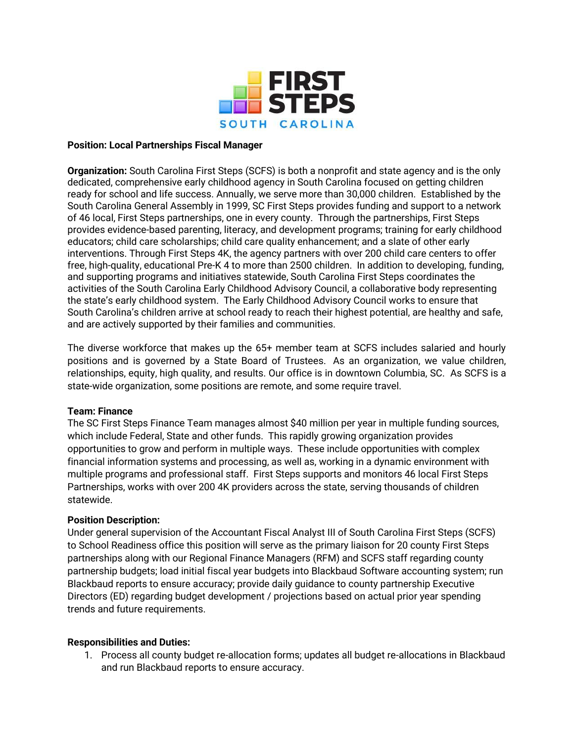FIRST STEPS SOUTH CAROLINA

**Position: Local Partnerships Fiscal Manager**

**Organization:** South Carolina First Steps (SCFS) is both a nonprofit and state agency and is the only dedicated, comprehensive early childhood agency in South Carolina focused on getting children ready for school and life success. Annually, we serve more than 30,000 children. Established by the South Carolina General Assembly in 1999, SC First Steps provides funding and support to a network of 46 local, First Steps partnerships, one in every county. Through the partnerships, First Steps provides evidence-based parenting, literacy, and development programs; training for early childhood educators; child care scholarships; child care quality enhancement; and a slate of other early interventions. Through First Steps 4K, the agency partners with over 200 child care centers to offer free, high-quality, educational Pre-K 4 to more than 2500 children. In addition to developing, funding, and supporting programs and initiatives statewide, South Carolina First Steps coordinates the activities of the South Carolina Early Childhood Advisory Council, a collaborative body representing the state's early childhood system. The Early Childhood Advisory Council works to ensure that South Carolina's children arrive at school ready to reach their highest potential, are healthy and safe, and are actively supported by their families and communities.

The diverse workforce that makes up the 65+ member team at SCFS includes salaried and hourly positions and is governed by a State Board of Trustees. As an organization, we value children, relationships, equity, high quality, and results. Our office is in downtown Columbia, SC. As SCFS is a state-wide organization, some positions are remote, and some require travel.

**Team: Finance**

The SC First Steps Finance Team manages almost $40 million per year in multiple funding sources, which include Federal, State and other funds. This rapidly growing organization provides opportunities to grow and perform in multiple ways. These include opportunities with complex financial information systems and processing, as well as, working in a dynamic environment with multiple programs and professional staff. First Steps supports and monitors 46 local First Steps Partnerships, works with over 200 4K providers across the state, serving thousands of children statewide.

**Position Description:**

Under general supervision of the Accountant Fiscal Analyst III of South Carolina First Steps (SCFS) to School Readiness office this position will serve as the primary liaison for 20 county First Steps partnerships along with our Regional Finance Managers (RFM) and SCFS staff regarding county partnership budgets; load initial fiscal year budgets into Blackbaud Software accounting system; run Blackbaud reports to ensure accuracy; provide daily guidance to county partnership Executive Directors (ED) regarding budget development / projections based on actual prior year spending trends and future requirements.

**Responsibilities and Duties:**

1. Process all county budget re-allocation forms; updates all budget re-allocations in Blackbaud and run Blackbaud reports to ensure accuracy.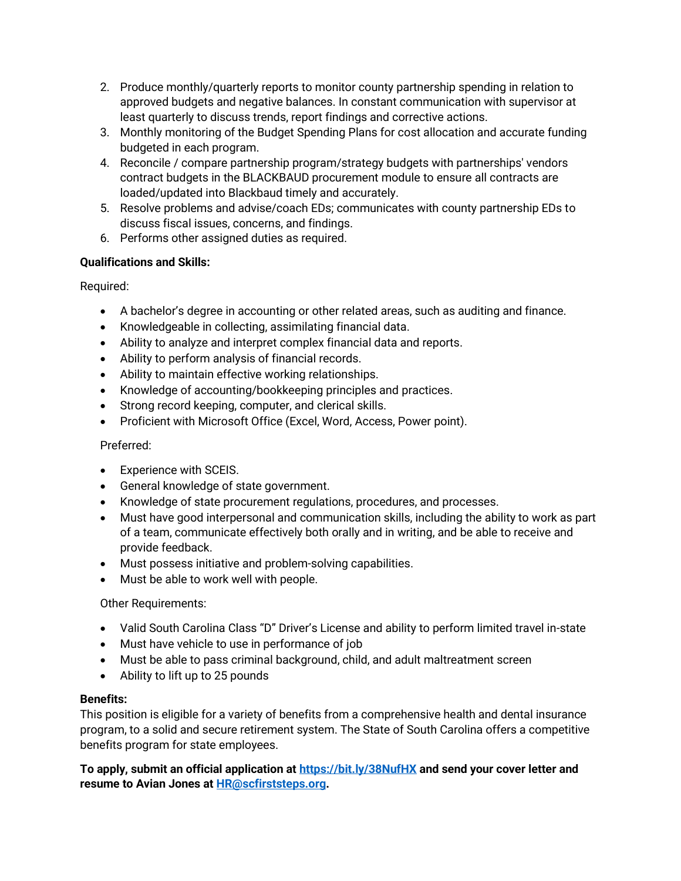2. Produce monthly/quarterly reports to monitor county partnership spending in relation to approved budgets and negative balances. In constant communication with supervisor at least quarterly to discuss trends, report findings and corrective actions.
3. Monthly monitoring of the Budget Spending Plans for cost allocation and accurate funding budgeted in each program.
4. Reconcile / compare partnership program/strategy budgets with partnerships' vendors contract budgets in the BLACKBAUD procurement module to ensure all contracts are loaded/updated into Blackbaud timely and accurately.
5. Resolve problems and advise/coach EDs; communicates with county partnership EDs to discuss fiscal issues, concerns, and findings.
6. Performs other assigned duties as required.

**Qualifications and Skills:**

Required:

- A bachelor's degree in accounting or other related areas, such as auditing and finance.
- Knowledgeable in collecting, assimilating financial data.
- Ability to analyze and interpret complex financial data and reports.
- Ability to perform analysis of financial records.
- Ability to maintain effective working relationships.
- Knowledge of accounting/bookkeeping principles and practices.
- Strong record keeping, computer, and clerical skills.
- Proficient with Microsoft Office (Excel, Word, Access, Power point).

Preferred:

- Experience with SCEIS.
- General knowledge of state government.
- Knowledge of state procurement regulations, procedures, and processes.
- Must have good interpersonal and communication skills, including the ability to work as part of a team, communicate effectively both orally and in writing, and be able to receive and provide feedback.
- Must possess initiative and problem-solving capabilities.
- Must be able to work well with people.

Other Requirements:

- Valid South Carolina Class "D" Driver's License and ability to perform limited travel in-state
- Must have vehicle to use in performance of job
- Must be able to pass criminal background, child, and adult maltreatment screen
- Ability to lift up to 25 pounds

**Benefits:**
This position is eligible for a variety of benefits from a comprehensive health and dental insurance program, to a solid and secure retirement system. The State of South Carolina offers a competitive benefits program for state employees.

**To apply, submit an official application at [https://bit.ly/38NufHX](https://bit.ly/38NufHX) and send your cover letter and resume to Avian Jones at [HR@scfirststeps.org](mailto:HR@scfirststeps.org).**